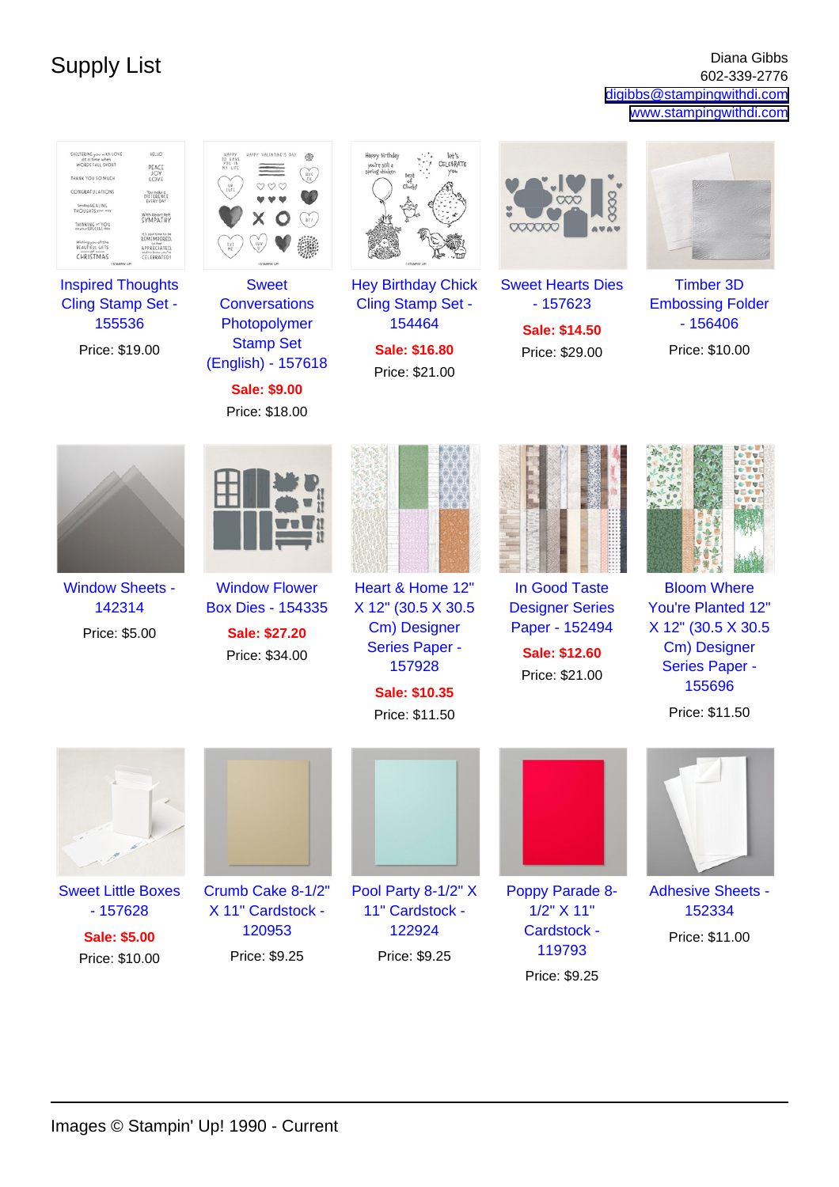# Supply List

Diana Gibbs
602-339-2776
digibbs@stampingwithdi.com
www.stampingwithdi.com

Inspired Thoughts Cling Stamp Set - 155536
Price: $19.00

Sweet Conversations Photopolymer Stamp Set (English) - 157618
Sale: $9.00
Price: $18.00

Hey Birthday Chick Cling Stamp Set - 154464
Sale: $16.80
Price: $21.00

Sweet Hearts Dies - 157623
Sale: $14.50
Price: $29.00

Timber 3D Embossing Folder - 156406
Price: $10.00

Window Sheets - 142314
Price: $5.00

Window Flower Box Dies - 154335
Sale: $27.20
Price: $34.00

Heart & Home 12" X 12" (30.5 X 30.5 Cm) Designer Series Paper - 157928
Sale: $10.35
Price: $11.50

In Good Taste Designer Series Paper - 152494
Sale: $12.60
Price: $21.00

Bloom Where You're Planted 12" X 12" (30.5 X 30.5 Cm) Designer Series Paper - 155696
Price: $11.50

Sweet Little Boxes - 157628
Sale: $5.00
Price: $10.00

Crumb Cake 8-1/2" X 11" Cardstock - 120953
Price: $9.25

Pool Party 8-1/2" X 11" Cardstock - 122924
Price: $9.25

Poppy Parade 8-1/2" X 11" Cardstock - 119793
Price: $9.25

Adhesive Sheets - 152334
Price: $11.00

Images © Stampin' Up! 1990 - Current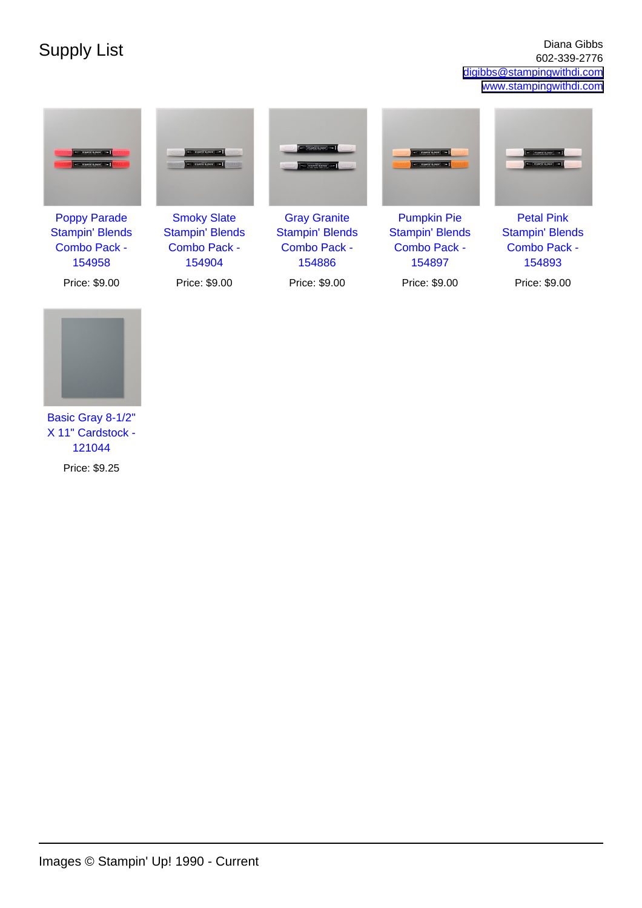# Supply List

Diana Gibbs
602-339-2776
digibbs@stampingwithdi.com
www.stampingwithdi.com

Poppy Parade Stampin' Blends Combo Pack - 154958
Price: $9.00

Smoky Slate Stampin' Blends Combo Pack - 154904
Price: $9.00

Gray Granite Stampin' Blends Combo Pack - 154886
Price: $9.00

Pumpkin Pie Stampin' Blends Combo Pack - 154897
Price: $9.00

Petal Pink Stampin' Blends Combo Pack - 154893
Price: $9.00

Basic Gray 8-1/2" X 11" Cardstock - 121044
Price: $9.25

Images © Stampin' Up! 1990 - Current